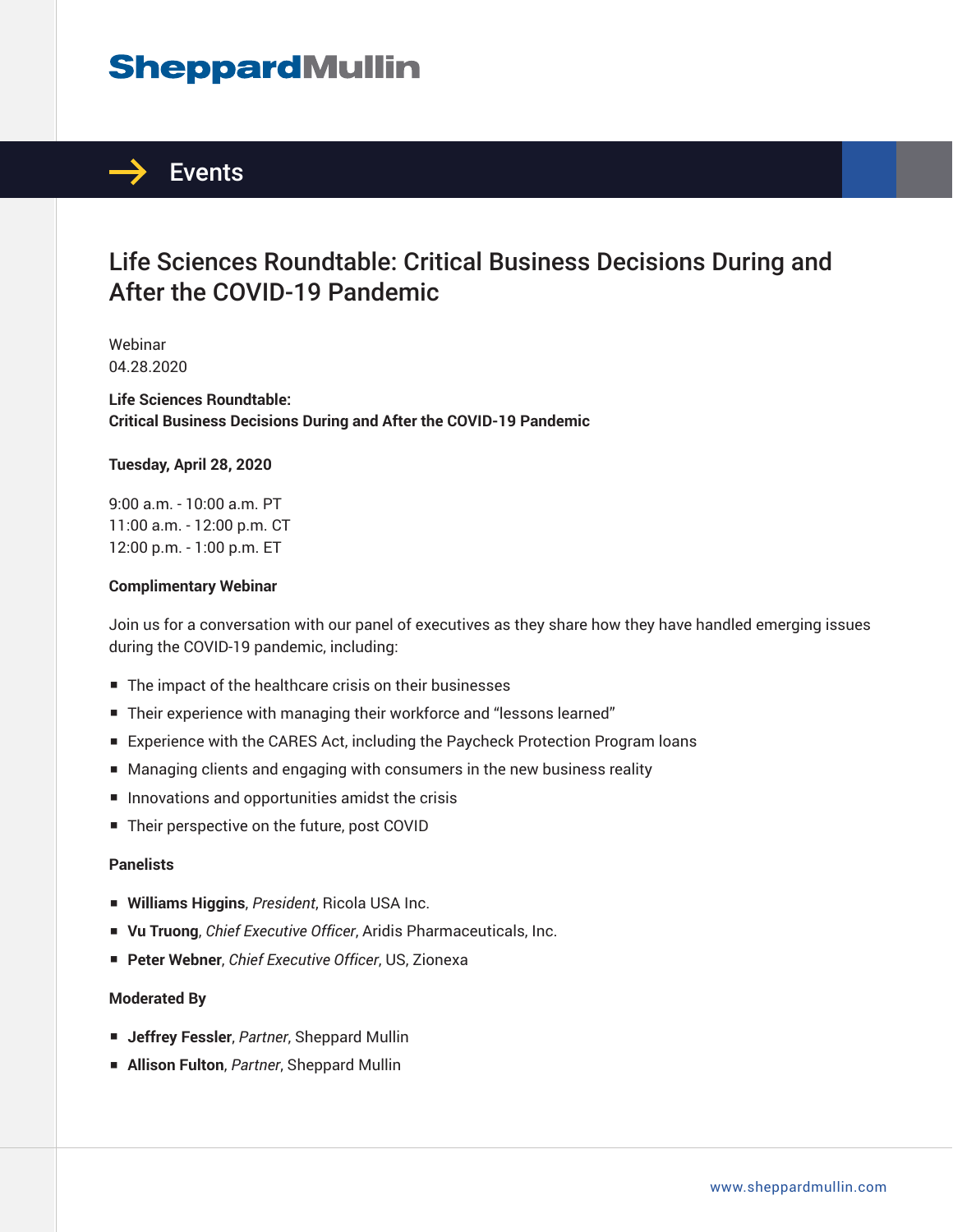# SheppardMullin

## Events

# Life Sciences Roundtable: Critical Business Decisions During and After the COVID-19 Pandemic

Webinar
04.28.2020

**Life Sciences Roundtable:**
**Critical Business Decisions During and After the COVID-19 Pandemic**

**Tuesday, April 28, 2020**

9:00 a.m. - 10:00 a.m. PT
11:00 a.m. - 12:00 p.m. CT
12:00 p.m. - 1:00 p.m. ET

**Complimentary Webinar**

Join us for a conversation with our panel of executives as they share how they have handled emerging issues during the COVID-19 pandemic, including:

- The impact of the healthcare crisis on their businesses
- Their experience with managing their workforce and "lessons learned"
- Experience with the CARES Act, including the Paycheck Protection Program loans
- Managing clients and engaging with consumers in the new business reality
- Innovations and opportunities amidst the crisis
- Their perspective on the future, post COVID

**Panelists**

- **Williams Higgins**, *President*, Ricola USA Inc.
- **Vu Truong**, *Chief Executive Officer*, Aridis Pharmaceuticals, Inc.
- **Peter Webner**, *Chief Executive Officer*, US, Zionexa

**Moderated By**

- **Jeffrey Fessler**, *Partner*, Sheppard Mullin
- **Allison Fulton**, *Partner*, Sheppard Mullin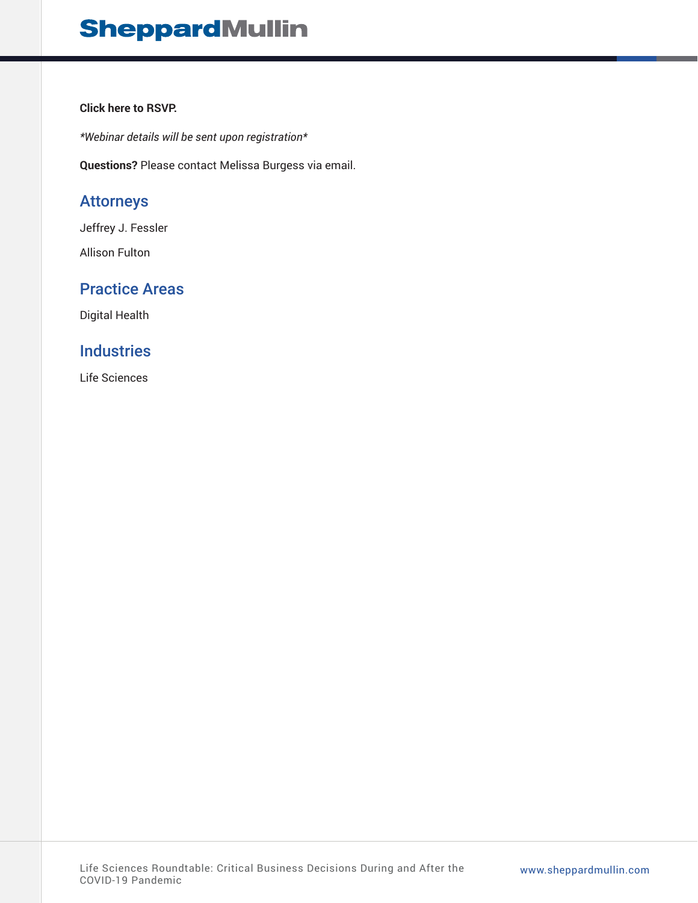**Click here to RSVP.**

*\*Webinar details will be sent upon registration\**

**Questions?** Please contact Melissa Burgess via email.

## Attorneys

Jeffrey J. Fessler

Allison Fulton

## Practice Areas

Digital Health

## Industries

Life Sciences